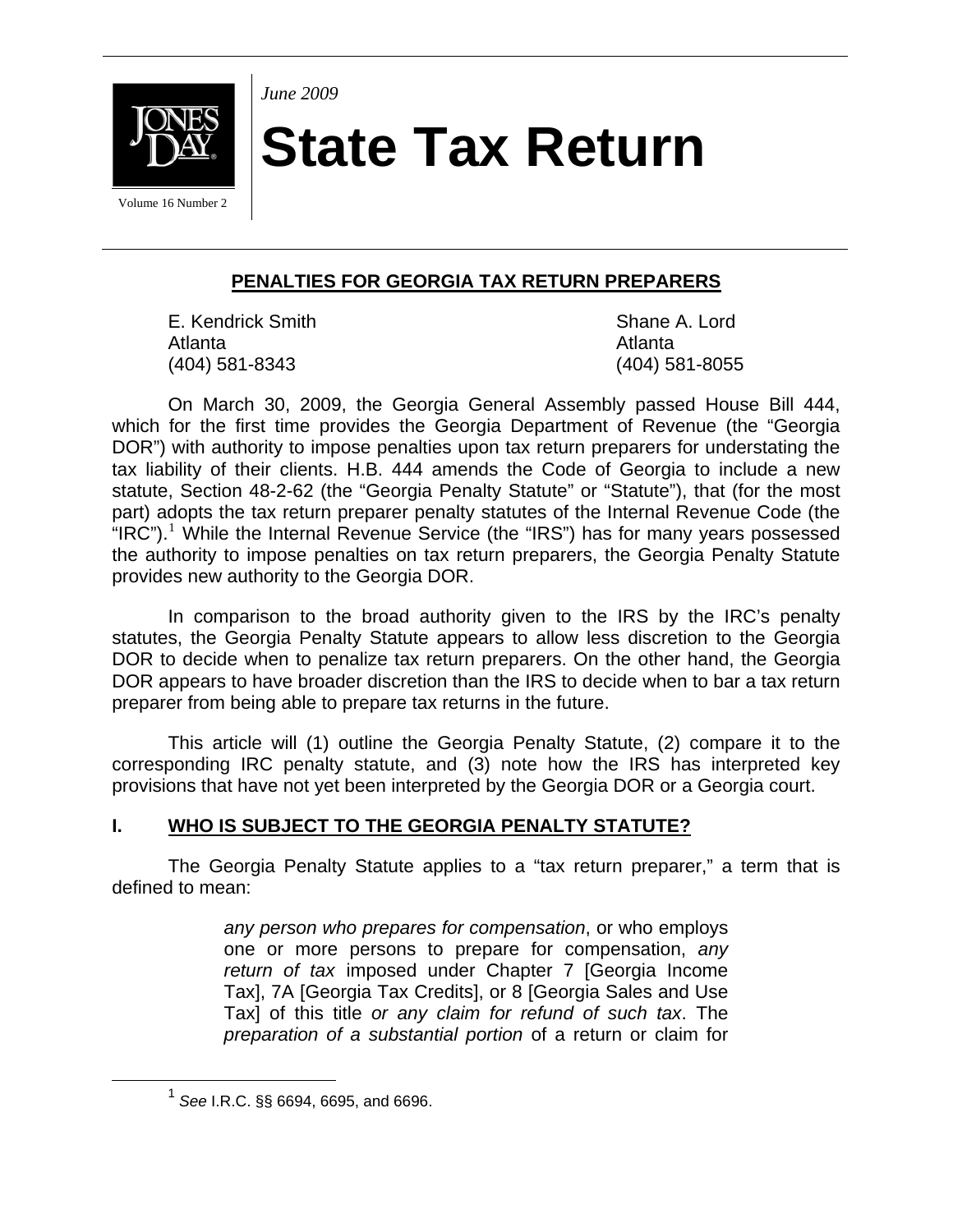*June 2009*

# State Tax Return

Volume 16 Number 2

## PENALTIES FOR GEORGIA TAX RETURN PREPARERS

E. Kendrick Smith
Atlanta
(404) 581-8343

Shane A. Lord
Atlanta
(404) 581-8055

On March 30, 2009, the Georgia General Assembly passed House Bill 444, which for the first time provides the Georgia Department of Revenue (the "Georgia DOR") with authority to impose penalties upon tax return preparers for understating the tax liability of their clients. H.B. 444 amends the Code of Georgia to include a new statute, Section 48-2-62 (the "Georgia Penalty Statute" or "Statute"), that (for the most part) adopts the tax return preparer penalty statutes of the Internal Revenue Code (the "IRC").[1] While the Internal Revenue Service (the "IRS") has for many years possessed the authority to impose penalties on tax return preparers, the Georgia Penalty Statute provides new authority to the Georgia DOR.

In comparison to the broad authority given to the IRS by the IRC's penalty statutes, the Georgia Penalty Statute appears to allow less discretion to the Georgia DOR to decide when to penalize tax return preparers. On the other hand, the Georgia DOR appears to have broader discretion than the IRS to decide when to bar a tax return preparer from being able to prepare tax returns in the future.

This article will (1) outline the Georgia Penalty Statute, (2) compare it to the corresponding IRC penalty statute, and (3) note how the IRS has interpreted key provisions that have not yet been interpreted by the Georgia DOR or a Georgia court.

### I. WHO IS SUBJECT TO THE GEORGIA PENALTY STATUTE?

The Georgia Penalty Statute applies to a "tax return preparer," a term that is defined to mean:

> *any person who prepares for compensation*, or who employs one or more persons to prepare for compensation, *any return of tax* imposed under Chapter 7 [Georgia Income Tax], 7A [Georgia Tax Credits], or 8 [Georgia Sales and Use Tax] of this title *or any claim for refund of such tax*. The *preparation of a substantial portion* of a return or claim for

[1] *See* I.R.C. §§ 6694, 6695, and 6696.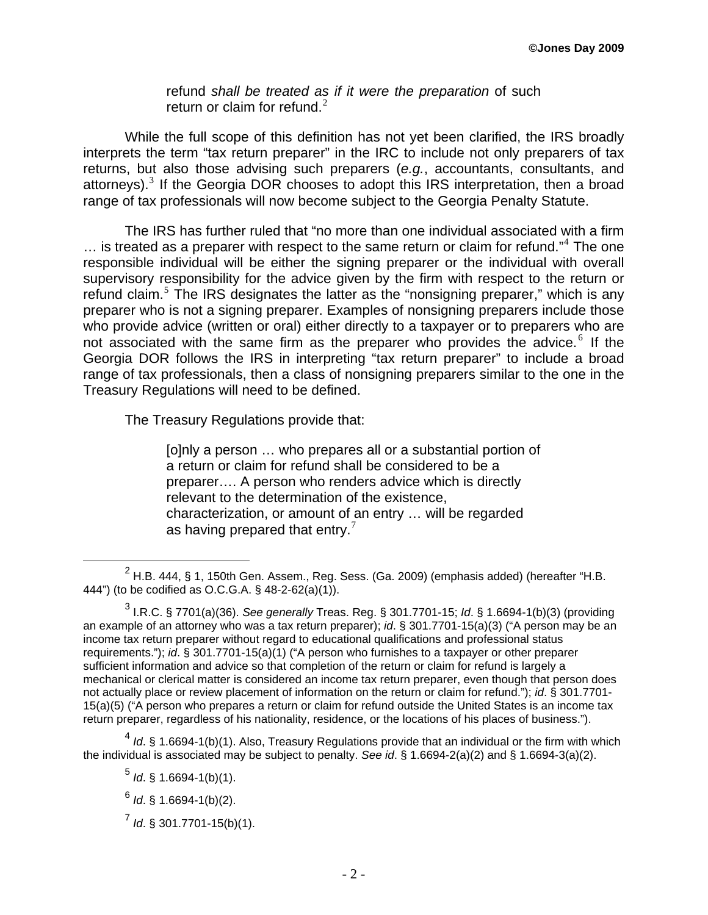> refund *shall be treated as if it were the preparation* of such return or claim for refund.[2]

While the full scope of this definition has not yet been clarified, the IRS broadly interprets the term "tax return preparer" in the IRC to include not only preparers of tax returns, but also those advising such preparers (*e.g.*, accountants, consultants, and attorneys).[3] If the Georgia DOR chooses to adopt this IRS interpretation, then a broad range of tax professionals will now become subject to the Georgia Penalty Statute.

The IRS has further ruled that "no more than one individual associated with a firm … is treated as a preparer with respect to the same return or claim for refund."[4] The one responsible individual will be either the signing preparer or the individual with overall supervisory responsibility for the advice given by the firm with respect to the return or refund claim.[5] The IRS designates the latter as the "nonsigning preparer," which is any preparer who is not a signing preparer. Examples of nonsigning preparers include those who provide advice (written or oral) either directly to a taxpayer or to preparers who are not associated with the same firm as the preparer who provides the advice.[6] If the Georgia DOR follows the IRS in interpreting "tax return preparer" to include a broad range of tax professionals, then a class of nonsigning preparers similar to the one in the Treasury Regulations will need to be defined.

The Treasury Regulations provide that:

> [o]nly a person … who prepares all or a substantial portion of a return or claim for refund shall be considered to be a preparer…. A person who renders advice which is directly relevant to the determination of the existence, characterization, or amount of an entry … will be regarded as having prepared that entry.[7]

---

[2] H.B. 444, § 1, 150th Gen. Assem., Reg. Sess. (Ga. 2009) (emphasis added) (hereafter "H.B. 444") (to be codified as O.C.G.A. § 48-2-62(a)(1)).

[3] I.R.C. § 7701(a)(36). *See generally* Treas. Reg. § 301.7701-15; *Id*. § 1.6694-1(b)(3) (providing an example of an attorney who was a tax return preparer); *id*. § 301.7701-15(a)(3) ("A person may be an income tax return preparer without regard to educational qualifications and professional status requirements."); *id*. § 301.7701-15(a)(1) ("A person who furnishes to a taxpayer or other preparer sufficient information and advice so that completion of the return or claim for refund is largely a mechanical or clerical matter is considered an income tax return preparer, even though that person does not actually place or review placement of information on the return or claim for refund."); *id*. § 301.7701-15(a)(5) ("A person who prepares a return or claim for refund outside the United States is an income tax return preparer, regardless of his nationality, residence, or the locations of his places of business.").

[4] *Id*. § 1.6694-1(b)(1). Also, Treasury Regulations provide that an individual or the firm with which the individual is associated may be subject to penalty. *See id*. § 1.6694-2(a)(2) and § 1.6694-3(a)(2).

[5] *Id*. § 1.6694-1(b)(1).

[6] *Id*. § 1.6694-1(b)(2).

[7] *Id*. § 301.7701-15(b)(1).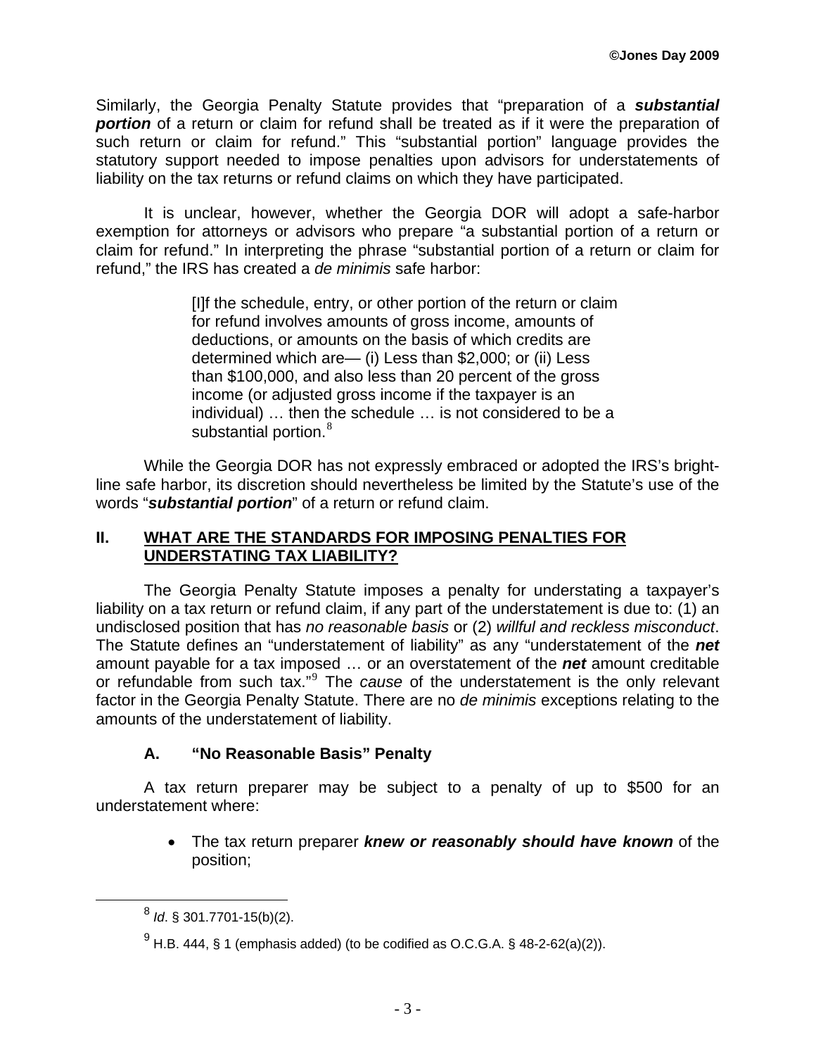Similarly, the Georgia Penalty Statute provides that "preparation of a ***substantial portion*** of a return or claim for refund shall be treated as if it were the preparation of such return or claim for refund." This "substantial portion" language provides the statutory support needed to impose penalties upon advisors for understatements of liability on the tax returns or refund claims on which they have participated.

It is unclear, however, whether the Georgia DOR will adopt a safe-harbor exemption for attorneys or advisors who prepare "a substantial portion of a return or claim for refund." In interpreting the phrase "substantial portion of a return or claim for refund," the IRS has created a *de minimis* safe harbor:

> [I]f the schedule, entry, or other portion of the return or claim for refund involves amounts of gross income, amounts of deductions, or amounts on the basis of which credits are determined which are— (i) Less than $2,000; or (ii) Less than $100,000, and also less than 20 percent of the gross income (or adjusted gross income if the taxpayer is an individual) … then the schedule … is not considered to be a substantial portion.[8]

While the Georgia DOR has not expressly embraced or adopted the IRS's bright-line safe harbor, its discretion should nevertheless be limited by the Statute's use of the words "***substantial portion***" of a return or refund claim.

## II. WHAT ARE THE STANDARDS FOR IMPOSING PENALTIES FOR UNDERSTATING TAX LIABILITY?

The Georgia Penalty Statute imposes a penalty for understating a taxpayer's liability on a tax return or refund claim, if any part of the understatement is due to: (1) an undisclosed position that has *no reasonable basis* or (2) *willful and reckless misconduct*. The Statute defines an "understatement of liability" as any "understatement of the ***net*** amount payable for a tax imposed … or an overstatement of the ***net*** amount creditable or refundable from such tax."[9] The *cause* of the understatement is the only relevant factor in the Georgia Penalty Statute. There are no *de minimis* exceptions relating to the amounts of the understatement of liability.

### A. "No Reasonable Basis" Penalty

A tax return preparer may be subject to a penalty of up to $500 for an understatement where:

- The tax return preparer ***knew or reasonably should have known*** of the position;

---

[8] *Id*. § 301.7701-15(b)(2).

[9] H.B. 444, § 1 (emphasis added) (to be codified as O.C.G.A. § 48-2-62(a)(2)).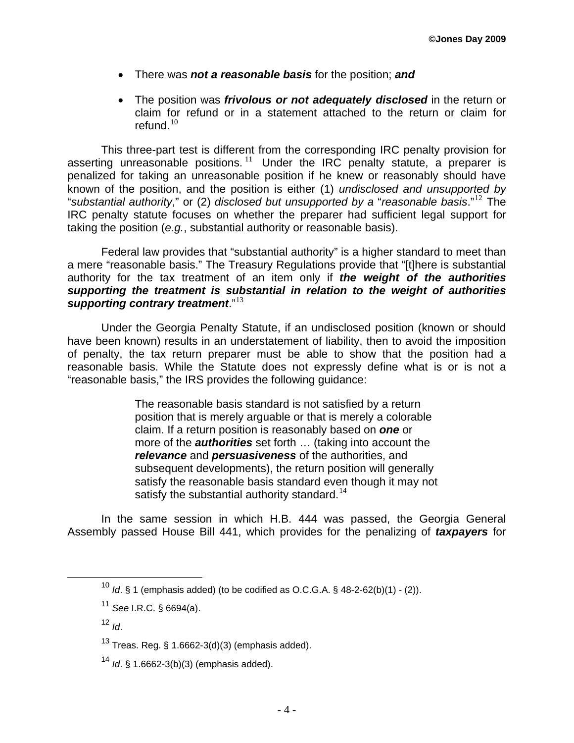- There was ***not a reasonable basis*** for the position; ***and***

- The position was ***frivolous or not adequately disclosed*** in the return or claim for refund or in a statement attached to the return or claim for refund.[10]

This three-part test is different from the corresponding IRC penalty provision for asserting unreasonable positions.[11] Under the IRC penalty statute, a preparer is penalized for taking an unreasonable position if he knew or reasonably should have known of the position, and the position is either (1) *undisclosed and unsupported by* "*substantial authority*," or (2) *disclosed but unsupported by a* "*reasonable basis*."[12] The IRC penalty statute focuses on whether the preparer had sufficient legal support for taking the position (*e.g.*, substantial authority or reasonable basis).

Federal law provides that "substantial authority" is a higher standard to meet than a mere "reasonable basis." The Treasury Regulations provide that "[t]here is substantial authority for the tax treatment of an item only if ***the weight of the authorities supporting the treatment is substantial in relation to the weight of authorities supporting contrary treatment***."[13]

Under the Georgia Penalty Statute, if an undisclosed position (known or should have been known) results in an understatement of liability, then to avoid the imposition of penalty, the tax return preparer must be able to show that the position had a reasonable basis. While the Statute does not expressly define what is or is not a "reasonable basis," the IRS provides the following guidance:

> The reasonable basis standard is not satisfied by a return position that is merely arguable or that is merely a colorable claim. If a return position is reasonably based on ***one*** or more of the ***authorities*** set forth … (taking into account the ***relevance*** and ***persuasiveness*** of the authorities, and subsequent developments), the return position will generally satisfy the reasonable basis standard even though it may not satisfy the substantial authority standard.[14]

In the same session in which H.B. 444 was passed, the Georgia General Assembly passed House Bill 441, which provides for the penalizing of ***taxpayers*** for

---

[10] *Id*. § 1 (emphasis added) (to be codified as O.C.G.A. § 48-2-62(b)(1) - (2)).

[11] *See* I.R.C. § 6694(a).

[12] *Id*.

[13] Treas. Reg. § 1.6662-3(d)(3) (emphasis added).

[14] *Id*. § 1.6662-3(b)(3) (emphasis added).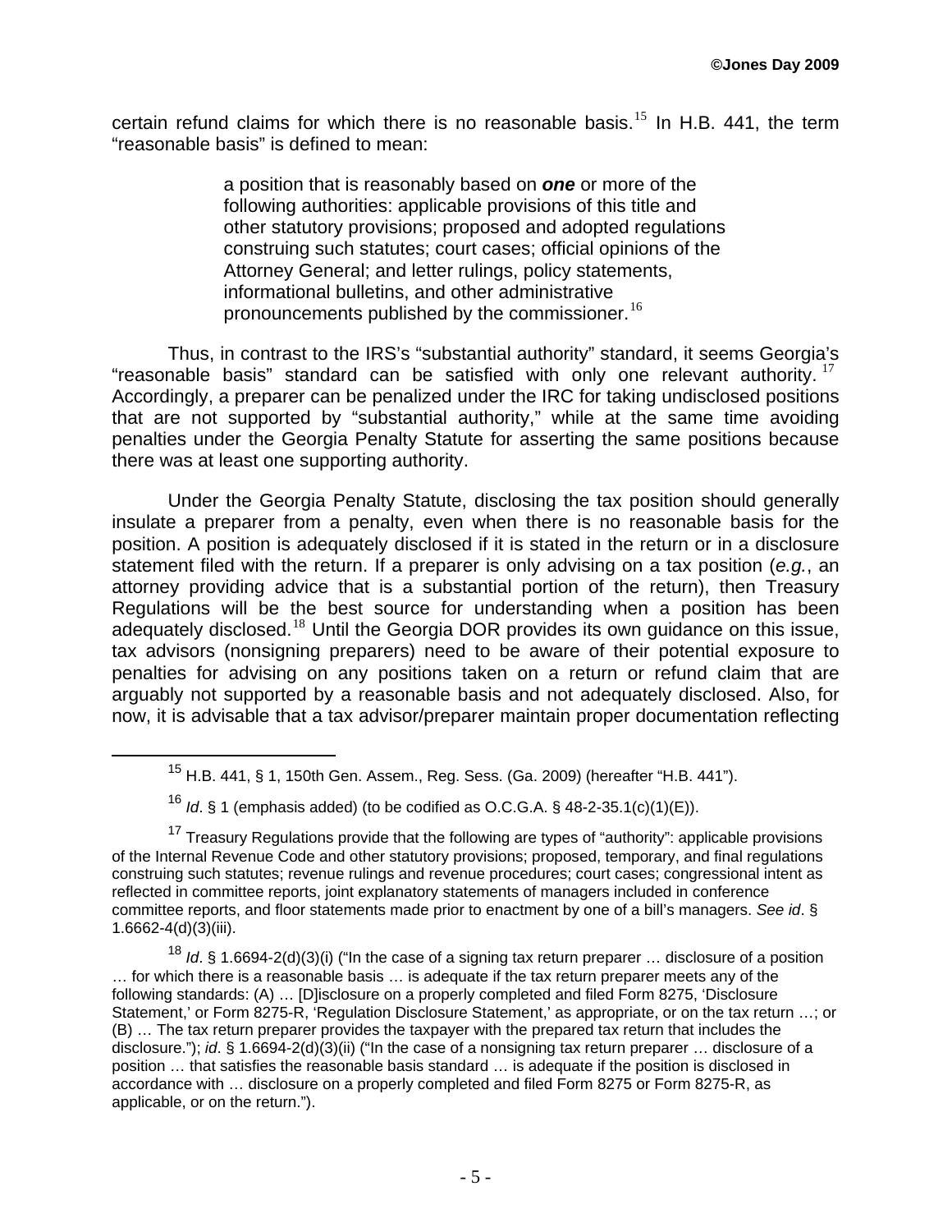certain refund claims for which there is no reasonable basis.[15] In H.B. 441, the term "reasonable basis" is defined to mean:

> a position that is reasonably based on ***one*** or more of the following authorities: applicable provisions of this title and other statutory provisions; proposed and adopted regulations construing such statutes; court cases; official opinions of the Attorney General; and letter rulings, policy statements, informational bulletins, and other administrative pronouncements published by the commissioner.[16]

Thus, in contrast to the IRS's "substantial authority" standard, it seems Georgia's "reasonable basis" standard can be satisfied with only one relevant authority.[17] Accordingly, a preparer can be penalized under the IRC for taking undisclosed positions that are not supported by "substantial authority," while at the same time avoiding penalties under the Georgia Penalty Statute for asserting the same positions because there was at least one supporting authority.

Under the Georgia Penalty Statute, disclosing the tax position should generally insulate a preparer from a penalty, even when there is no reasonable basis for the position. A position is adequately disclosed if it is stated in the return or in a disclosure statement filed with the return. If a preparer is only advising on a tax position (*e.g.*, an attorney providing advice that is a substantial portion of the return), then Treasury Regulations will be the best source for understanding when a position has been adequately disclosed.[18] Until the Georgia DOR provides its own guidance on this issue, tax advisors (nonsigning preparers) need to be aware of their potential exposure to penalties for advising on any positions taken on a return or refund claim that are arguably not supported by a reasonable basis and not adequately disclosed. Also, for now, it is advisable that a tax advisor/preparer maintain proper documentation reflecting

---

[15] H.B. 441, § 1, 150th Gen. Assem., Reg. Sess. (Ga. 2009) (hereafter "H.B. 441").

[16] *Id*. § 1 (emphasis added) (to be codified as O.C.G.A. § 48-2-35.1(c)(1)(E)).

[17] Treasury Regulations provide that the following are types of "authority": applicable provisions of the Internal Revenue Code and other statutory provisions; proposed, temporary, and final regulations construing such statutes; revenue rulings and revenue procedures; court cases; congressional intent as reflected in committee reports, joint explanatory statements of managers included in conference committee reports, and floor statements made prior to enactment by one of a bill's managers. *See id*. § 1.6662-4(d)(3)(iii).

[18] *Id*. § 1.6694-2(d)(3)(i) ("In the case of a signing tax return preparer … disclosure of a position … for which there is a reasonable basis … is adequate if the tax return preparer meets any of the following standards: (A) … [D]isclosure on a properly completed and filed Form 8275, 'Disclosure Statement,' or Form 8275-R, 'Regulation Disclosure Statement,' as appropriate, or on the tax return …; or (B) … The tax return preparer provides the taxpayer with the prepared tax return that includes the disclosure."); *id*. § 1.6694-2(d)(3)(ii) ("In the case of a nonsigning tax return preparer … disclosure of a position … that satisfies the reasonable basis standard … is adequate if the position is disclosed in accordance with … disclosure on a properly completed and filed Form 8275 or Form 8275-R, as applicable, or on the return.").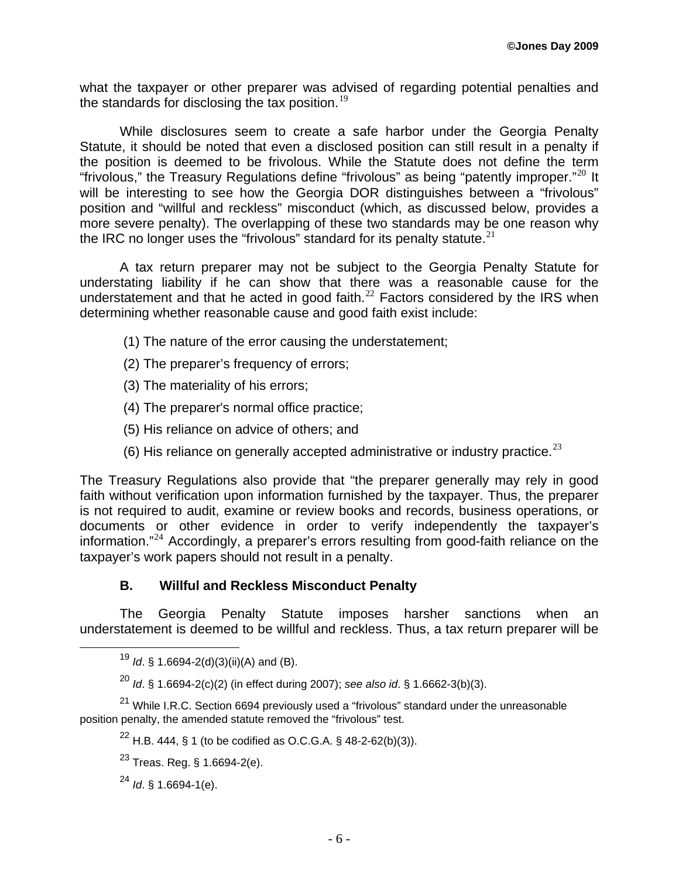what the taxpayer or other preparer was advised of regarding potential penalties and the standards for disclosing the tax position.[19]

While disclosures seem to create a safe harbor under the Georgia Penalty Statute, it should be noted that even a disclosed position can still result in a penalty if the position is deemed to be frivolous. While the Statute does not define the term "frivolous," the Treasury Regulations define "frivolous" as being "patently improper."[20] It will be interesting to see how the Georgia DOR distinguishes between a "frivolous" position and "willful and reckless" misconduct (which, as discussed below, provides a more severe penalty). The overlapping of these two standards may be one reason why the IRC no longer uses the "frivolous" standard for its penalty statute.[21]

A tax return preparer may not be subject to the Georgia Penalty Statute for understating liability if he can show that there was a reasonable cause for the understatement and that he acted in good faith.[22] Factors considered by the IRS when determining whether reasonable cause and good faith exist include:

(1) The nature of the error causing the understatement;

(2) The preparer's frequency of errors;

(3) The materiality of his errors;

(4) The preparer's normal office practice;

(5) His reliance on advice of others; and

(6) His reliance on generally accepted administrative or industry practice.[23]

The Treasury Regulations also provide that "the preparer generally may rely in good faith without verification upon information furnished by the taxpayer. Thus, the preparer is not required to audit, examine or review books and records, business operations, or documents or other evidence in order to verify independently the taxpayer's information."[24] Accordingly, a preparer's errors resulting from good-faith reliance on the taxpayer's work papers should not result in a penalty.

### B. Willful and Reckless Misconduct Penalty

The Georgia Penalty Statute imposes harsher sanctions when an understatement is deemed to be willful and reckless. Thus, a tax return preparer will be

---

[19] *Id*. § 1.6694-2(d)(3)(ii)(A) and (B).

[20] *Id*. § 1.6694-2(c)(2) (in effect during 2007); *see also id*. § 1.6662-3(b)(3).

[21] While I.R.C. Section 6694 previously used a "frivolous" standard under the unreasonable position penalty, the amended statute removed the "frivolous" test.

[22] H.B. 444, § 1 (to be codified as O.C.G.A. § 48-2-62(b)(3)).

[23] Treas. Reg. § 1.6694-2(e).

[24] *Id*. § 1.6694-1(e).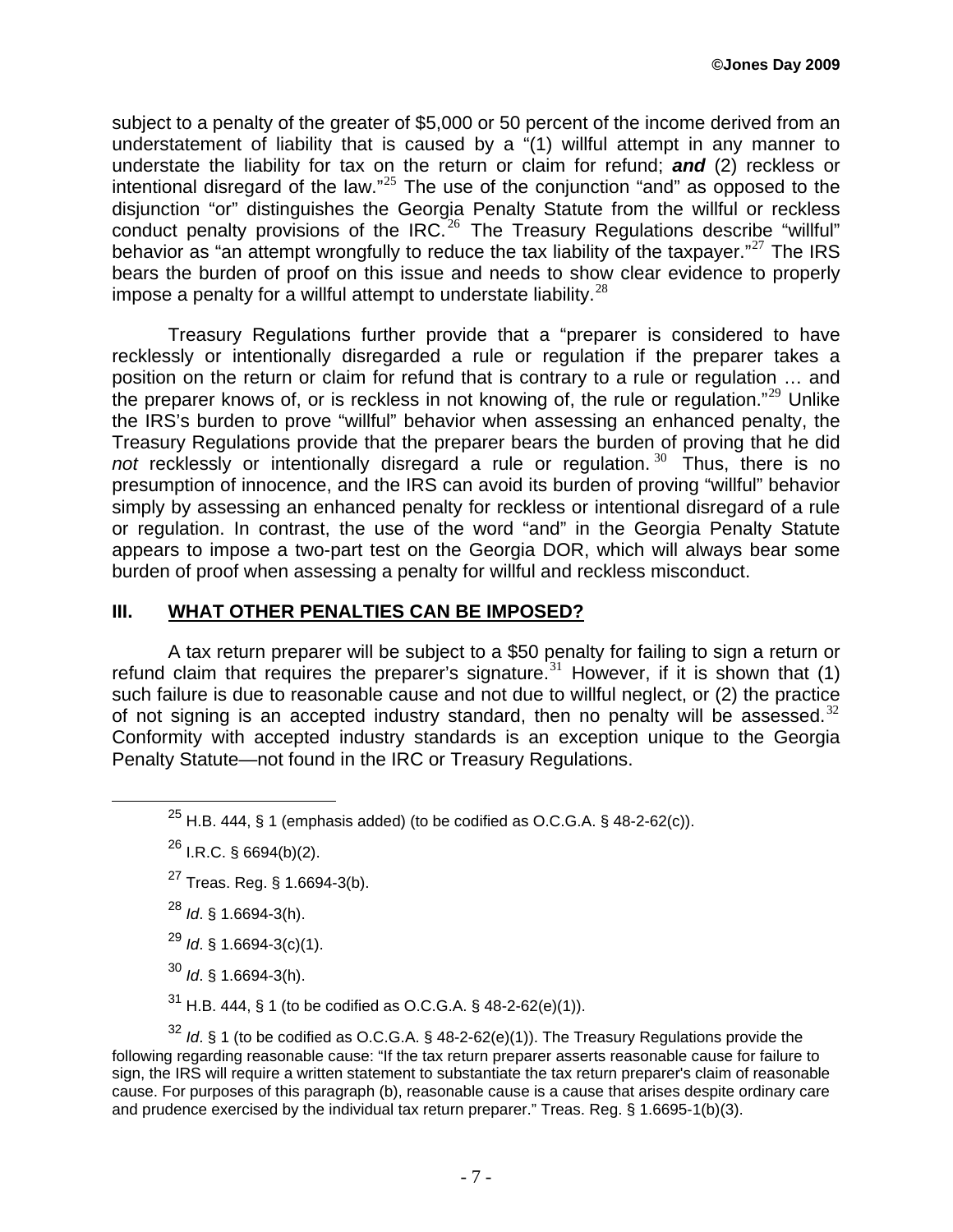subject to a penalty of the greater of $5,000 or 50 percent of the income derived from an understatement of liability that is caused by a "(1) willful attempt in any manner to understate the liability for tax on the return or claim for refund; ***and*** (2) reckless or intentional disregard of the law."[25] The use of the conjunction "and" as opposed to the disjunction "or" distinguishes the Georgia Penalty Statute from the willful or reckless conduct penalty provisions of the IRC.[26] The Treasury Regulations describe "willful" behavior as "an attempt wrongfully to reduce the tax liability of the taxpayer."[27] The IRS bears the burden of proof on this issue and needs to show clear evidence to properly impose a penalty for a willful attempt to understate liability.[28]

Treasury Regulations further provide that a "preparer is considered to have recklessly or intentionally disregarded a rule or regulation if the preparer takes a position on the return or claim for refund that is contrary to a rule or regulation … and the preparer knows of, or is reckless in not knowing of, the rule or regulation."[29] Unlike the IRS's burden to prove "willful" behavior when assessing an enhanced penalty, the Treasury Regulations provide that the preparer bears the burden of proving that he did *not* recklessly or intentionally disregard a rule or regulation.[30] Thus, there is no presumption of innocence, and the IRS can avoid its burden of proving "willful" behavior simply by assessing an enhanced penalty for reckless or intentional disregard of a rule or regulation. In contrast, the use of the word "and" in the Georgia Penalty Statute appears to impose a two-part test on the Georgia DOR, which will always bear some burden of proof when assessing a penalty for willful and reckless misconduct.

## III. WHAT OTHER PENALTIES CAN BE IMPOSED?

A tax return preparer will be subject to a $50 penalty for failing to sign a return or refund claim that requires the preparer's signature.[31] However, if it is shown that (1) such failure is due to reasonable cause and not due to willful neglect, or (2) the practice of not signing is an accepted industry standard, then no penalty will be assessed.[32] Conformity with accepted industry standards is an exception unique to the Georgia Penalty Statute—not found in the IRC or Treasury Regulations.

---

[25] H.B. 444, § 1 (emphasis added) (to be codified as O.C.G.A. § 48-2-62(c)).

[26] I.R.C. § 6694(b)(2).

[27] Treas. Reg. § 1.6694-3(b).

[28] *Id*. § 1.6694-3(h).

[29] *Id*. § 1.6694-3(c)(1).

[30] *Id*. § 1.6694-3(h).

[31] H.B. 444, § 1 (to be codified as O.C.G.A. § 48-2-62(e)(1)).

[32] *Id*. § 1 (to be codified as O.C.G.A. § 48-2-62(e)(1)). The Treasury Regulations provide the following regarding reasonable cause: "If the tax return preparer asserts reasonable cause for failure to sign, the IRS will require a written statement to substantiate the tax return preparer's claim of reasonable cause. For purposes of this paragraph (b), reasonable cause is a cause that arises despite ordinary care and prudence exercised by the individual tax return preparer." Treas. Reg. § 1.6695-1(b)(3).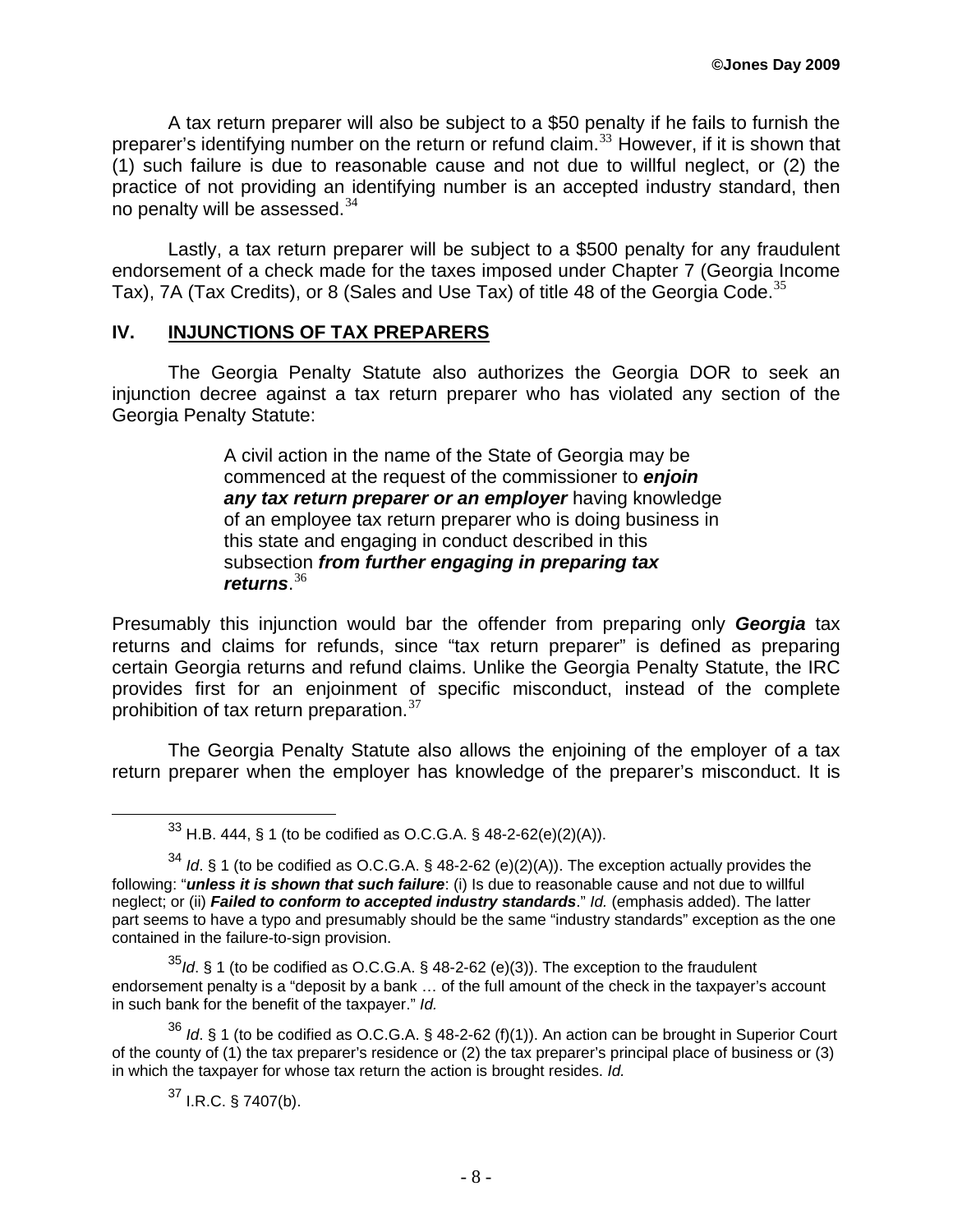A tax return preparer will also be subject to a $50 penalty if he fails to furnish the preparer's identifying number on the return or refund claim.[33] However, if it is shown that (1) such failure is due to reasonable cause and not due to willful neglect, or (2) the practice of not providing an identifying number is an accepted industry standard, then no penalty will be assessed.[34]

Lastly, a tax return preparer will be subject to a $500 penalty for any fraudulent endorsement of a check made for the taxes imposed under Chapter 7 (Georgia Income Tax), 7A (Tax Credits), or 8 (Sales and Use Tax) of title 48 of the Georgia Code.[35]

## IV. INJUNCTIONS OF TAX PREPARERS

The Georgia Penalty Statute also authorizes the Georgia DOR to seek an injunction decree against a tax return preparer who has violated any section of the Georgia Penalty Statute:

> A civil action in the name of the State of Georgia may be commenced at the request of the commissioner to ***enjoin any tax return preparer or an employer*** having knowledge of an employee tax return preparer who is doing business in this state and engaging in conduct described in this subsection ***from further engaging in preparing tax returns***.[36]

Presumably this injunction would bar the offender from preparing only ***Georgia*** tax returns and claims for refunds, since "tax return preparer" is defined as preparing certain Georgia returns and refund claims. Unlike the Georgia Penalty Statute, the IRC provides first for an enjoinment of specific misconduct, instead of the complete prohibition of tax return preparation.[37]

The Georgia Penalty Statute also allows the enjoining of the employer of a tax return preparer when the employer has knowledge of the preparer's misconduct. It is

---

[33] H.B. 444, § 1 (to be codified as O.C.G.A. § 48-2-62(e)(2)(A)).

[34] *Id*. § 1 (to be codified as O.C.G.A. § 48-2-62 (e)(2)(A)). The exception actually provides the following: "***unless it is shown that such failure***: (i) Is due to reasonable cause and not due to willful neglect; or (ii) ***Failed to conform to accepted industry standards***." *Id.* (emphasis added). The latter part seems to have a typo and presumably should be the same "industry standards" exception as the one contained in the failure-to-sign provision.

[35] *Id*. § 1 (to be codified as O.C.G.A. § 48-2-62 (e)(3)). The exception to the fraudulent endorsement penalty is a "deposit by a bank … of the full amount of the check in the taxpayer's account in such bank for the benefit of the taxpayer." *Id.*

[36] *Id*. § 1 (to be codified as O.C.G.A. § 48-2-62 (f)(1)). An action can be brought in Superior Court of the county of (1) the tax preparer's residence or (2) the tax preparer's principal place of business or (3) in which the taxpayer for whose tax return the action is brought resides. *Id.*

[37] I.R.C. § 7407(b).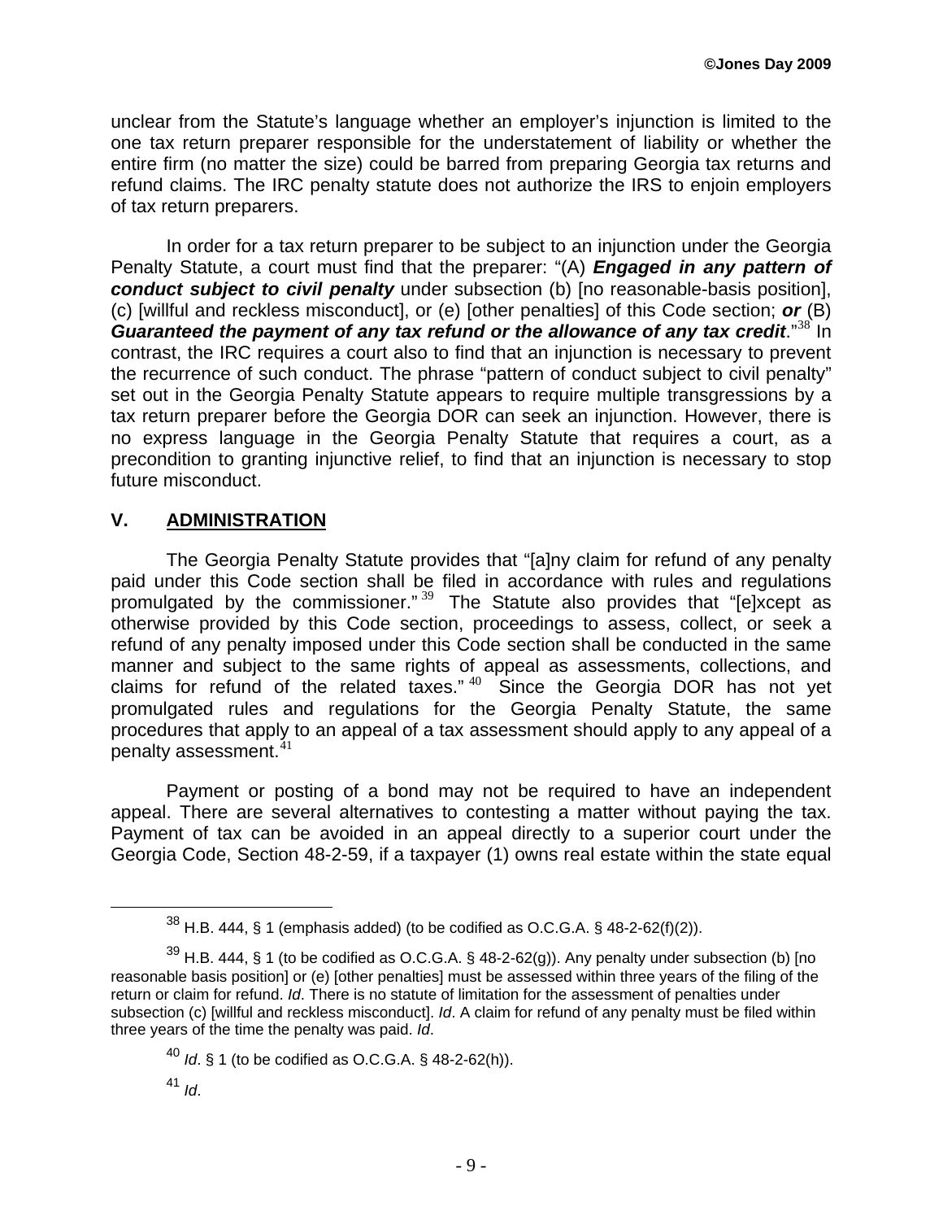unclear from the Statute's language whether an employer's injunction is limited to the one tax return preparer responsible for the understatement of liability or whether the entire firm (no matter the size) could be barred from preparing Georgia tax returns and refund claims. The IRC penalty statute does not authorize the IRS to enjoin employers of tax return preparers.

In order for a tax return preparer to be subject to an injunction under the Georgia Penalty Statute, a court must find that the preparer: "(A) ***Engaged in any pattern of conduct subject to civil penalty*** under subsection (b) [no reasonable-basis position], (c) [willful and reckless misconduct], or (e) [other penalties] of this Code section; ***or*** (B) ***Guaranteed the payment of any tax refund or the allowance of any tax credit***."[38] In contrast, the IRC requires a court also to find that an injunction is necessary to prevent the recurrence of such conduct. The phrase "pattern of conduct subject to civil penalty" set out in the Georgia Penalty Statute appears to require multiple transgressions by a tax return preparer before the Georgia DOR can seek an injunction. However, there is no express language in the Georgia Penalty Statute that requires a court, as a precondition to granting injunctive relief, to find that an injunction is necessary to stop future misconduct.

## V. ADMINISTRATION

The Georgia Penalty Statute provides that "[a]ny claim for refund of any penalty paid under this Code section shall be filed in accordance with rules and regulations promulgated by the commissioner."[39] The Statute also provides that "[e]xcept as otherwise provided by this Code section, proceedings to assess, collect, or seek a refund of any penalty imposed under this Code section shall be conducted in the same manner and subject to the same rights of appeal as assessments, collections, and claims for refund of the related taxes."[40] Since the Georgia DOR has not yet promulgated rules and regulations for the Georgia Penalty Statute, the same procedures that apply to an appeal of a tax assessment should apply to any appeal of a penalty assessment.[41]

Payment or posting of a bond may not be required to have an independent appeal. There are several alternatives to contesting a matter without paying the tax. Payment of tax can be avoided in an appeal directly to a superior court under the Georgia Code, Section 48-2-59, if a taxpayer (1) owns real estate within the state equal

---

[38] H.B. 444, § 1 (emphasis added) (to be codified as O.C.G.A. § 48-2-62(f)(2)).

[39] H.B. 444, § 1 (to be codified as O.C.G.A. § 48-2-62(g)). Any penalty under subsection (b) [no reasonable basis position] or (e) [other penalties] must be assessed within three years of the filing of the return or claim for refund. *Id*. There is no statute of limitation for the assessment of penalties under subsection (c) [willful and reckless misconduct]. *Id*. A claim for refund of any penalty must be filed within three years of the time the penalty was paid. *Id*.

[40] *Id*. § 1 (to be codified as O.C.G.A. § 48-2-62(h)).

[41] *Id*.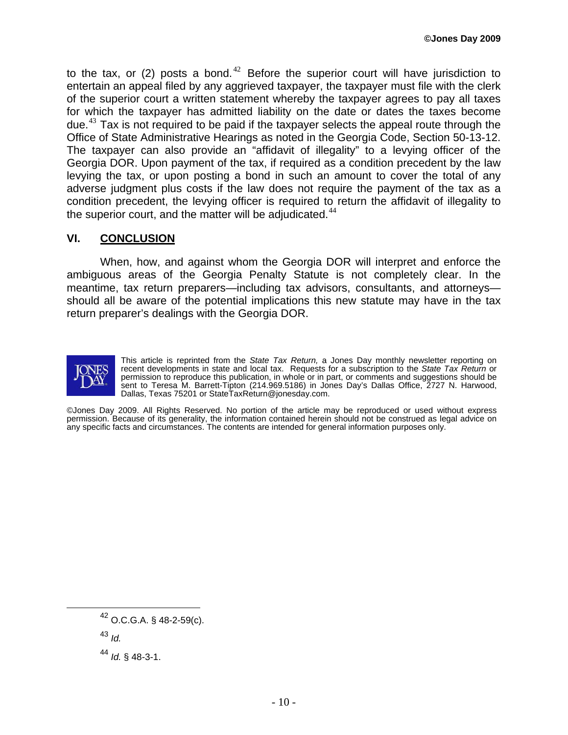to the tax, or (2) posts a bond.[42] Before the superior court will have jurisdiction to entertain an appeal filed by any aggrieved taxpayer, the taxpayer must file with the clerk of the superior court a written statement whereby the taxpayer agrees to pay all taxes for which the taxpayer has admitted liability on the date or dates the taxes become due.[43] Tax is not required to be paid if the taxpayer selects the appeal route through the Office of State Administrative Hearings as noted in the Georgia Code, Section 50-13-12. The taxpayer can also provide an "affidavit of illegality" to a levying officer of the Georgia DOR. Upon payment of the tax, if required as a condition precedent by the law levying the tax, or upon posting a bond in such an amount to cover the total of any adverse judgment plus costs if the law does not require the payment of the tax as a condition precedent, the levying officer is required to return the affidavit of illegality to the superior court, and the matter will be adjudicated.[44]

## VI. CONCLUSION

When, how, and against whom the Georgia DOR will interpret and enforce the ambiguous areas of the Georgia Penalty Statute is not completely clear. In the meantime, tax return preparers—including tax advisors, consultants, and attorneys—should all be aware of the potential implications this new statute may have in the tax return preparer's dealings with the Georgia DOR.

This article is reprinted from the *State Tax Return,* a Jones Day monthly newsletter reporting on recent developments in state and local tax. Requests for a subscription to the *State Tax Return* or permission to reproduce this publication, in whole or in part, or comments and suggestions should be sent to Teresa M. Barrett-Tipton (214.969.5186) in Jones Day's Dallas Office, 2727 N. Harwood, Dallas, Texas 75201 or StateTaxReturn@jonesday.com.

©Jones Day 2009. All Rights Reserved. No portion of the article may be reproduced or used without express permission. Because of its generality, the information contained herein should not be construed as legal advice on any specific facts and circumstances. The contents are intended for general information purposes only.

---

[42] O.C.G.A. § 48-2-59(c).

[43] *Id.*

[44] *Id.* § 48-3-1.